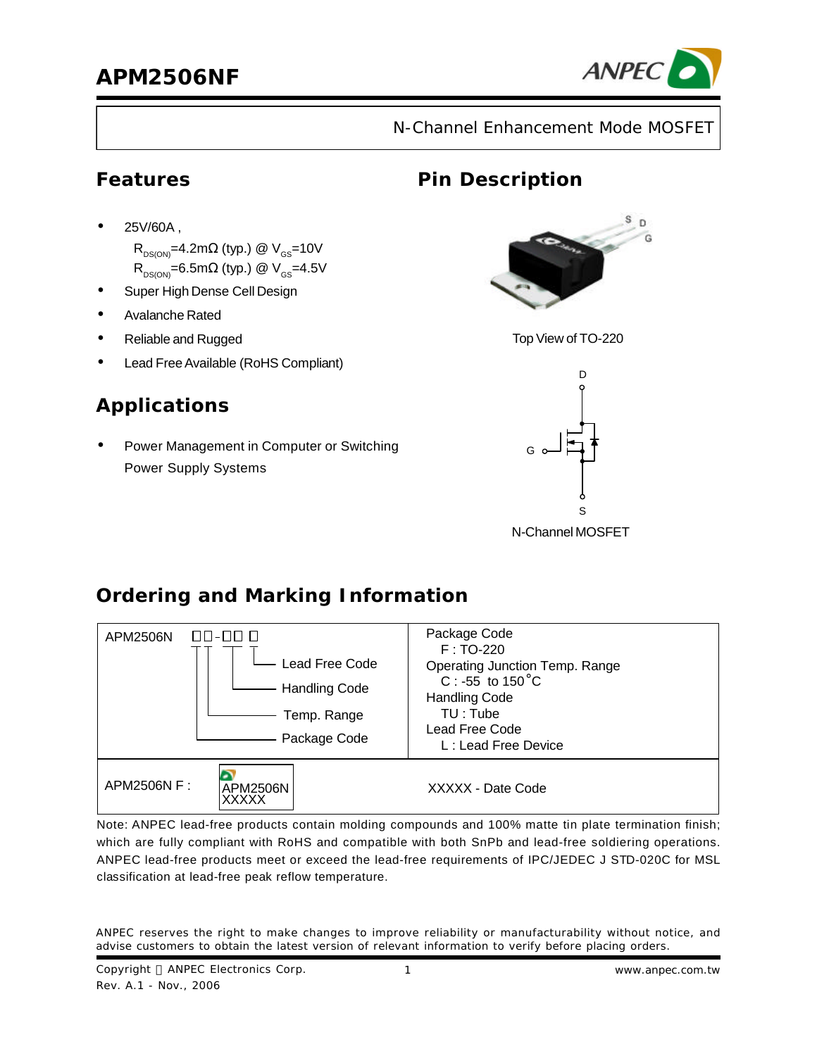# APM2506NF

N-Channel Enhancement Mode MOSFET

## Features

- 25V/60A ,
  $R_{DS(ON)}$=4.2mΩ (typ.) @ $V_{GS}$=10V
  $R_{DS(ON)}$=6.5mΩ (typ.) @ $V_{GS}$=4.5V
- Super High Dense Cell Design
- Avalanche Rated
- Reliable and Rugged
- Lead Free Available (RoHS Compliant)

## Pin Description

Top View of TO-220

N-Channel MOSFET

## Applications

- Power Management in Computer or Switching Power Supply Systems

## Ordering and Marking Information

| APM2506N □□-□□ □ — Lead Free Code, Handling Code, Temp. Range, Package Code | Package Code<br>F : TO-220<br>Operating Junction Temp. Range<br>C : -55 to 150°C<br>Handling Code<br>TU : Tube<br>Lead Free Code<br>L : Lead Free Device |
|---|---|
| APM2506N F : APM2506N XXXXX | XXXXX - Date Code |

Note: ANPEC lead-free products contain molding compounds and 100% matte tin plate termination finish; which are fully compliant with RoHS and compatible with both SnPb and lead-free soldiering operations. ANPEC lead-free products meet or exceed the lead-free requirements of IPC/JEDEC J STD-020C for MSL classification at lead-free peak reflow temperature.

ANPEC reserves the right to make changes to improve reliability or manufacturability without notice, and advise customers to obtain the latest version of relevant information to verify before placing orders.

Copyright © ANPEC Electronics Corp.
Rev. A.1 - Nov., 2006
www.anpec.com.tw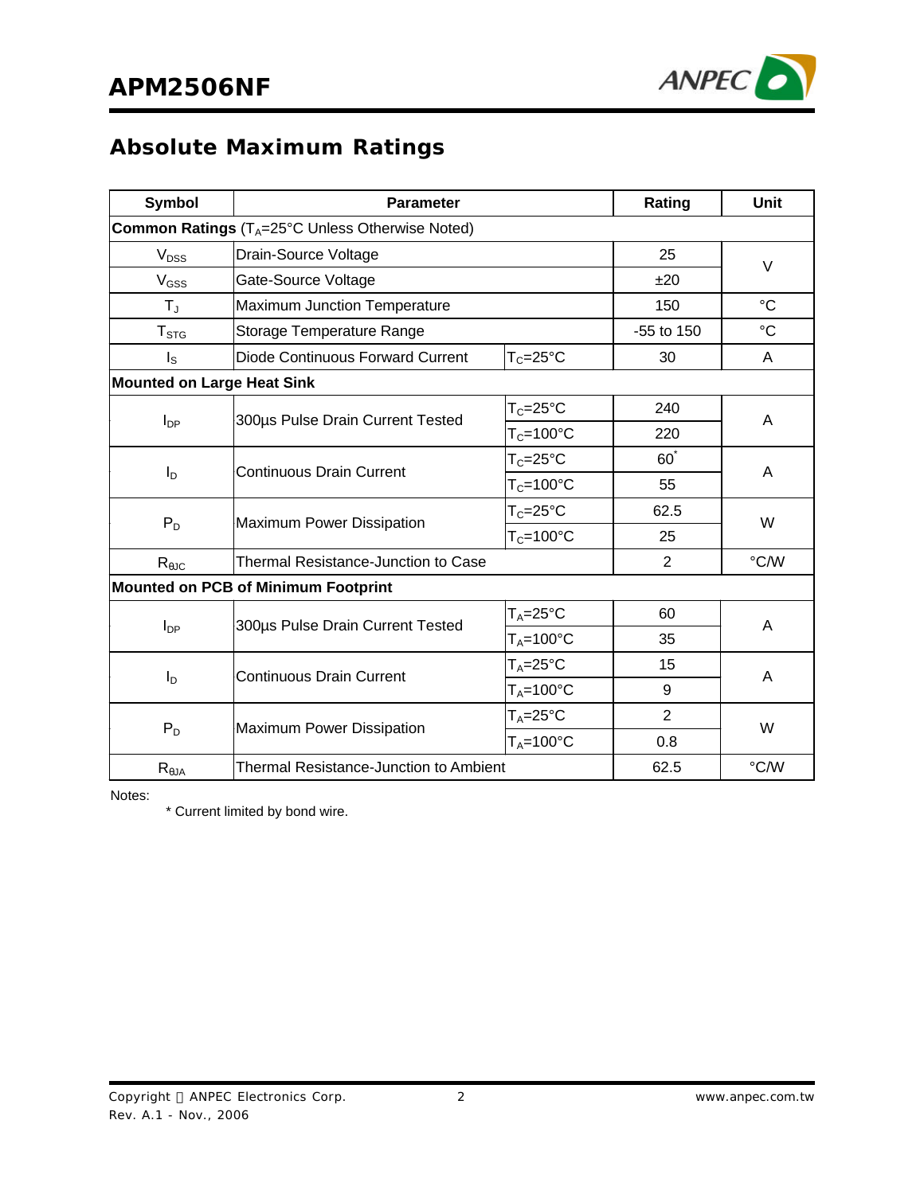## Absolute Maximum Ratings

| Symbol | Parameter | | Rating | Unit |
|---|---|---|---|---|
| **Common Ratings** ($T_A$=25°C Unless Otherwise Noted) | | | | |
| $V_{DSS}$ | Drain-Source Voltage | | 25 | V |
| $V_{GSS}$ | Gate-Source Voltage | | ±20 | V |
| $T_J$ | Maximum Junction Temperature | | 150 | °C |
| $T_{STG}$ | Storage Temperature Range | | -55 to 150 | °C |
| $I_S$ | Diode Continuous Forward Current | $T_C$=25°C | 30 | A |
| **Mounted on Large Heat Sink** | | | | |
| $I_{DP}$ | 300µs Pulse Drain Current Tested | $T_C$=25°C | 240 | A |
| | | $T_C$=100°C | 220 | |
| $I_D$ | Continuous Drain Current | $T_C$=25°C | 60* | A |
| | | $T_C$=100°C | 55 | |
| $P_D$ | Maximum Power Dissipation | $T_C$=25°C | 62.5 | W |
| | | $T_C$=100°C | 25 | |
| $R_{\theta JC}$ | Thermal Resistance-Junction to Case | | 2 | °C/W |
| **Mounted on PCB of Minimum Footprint** | | | | |
| $I_{DP}$ | 300µs Pulse Drain Current Tested | $T_A$=25°C | 60 | A |
| | | $T_A$=100°C | 35 | |
| $I_D$ | Continuous Drain Current | $T_A$=25°C | 15 | A |
| | | $T_A$=100°C | 9 | |
| $P_D$ | Maximum Power Dissipation | $T_A$=25°C | 2 | W |
| | | $T_A$=100°C | 0.8 | |
| $R_{\theta JA}$ | Thermal Resistance-Junction to Ambient | | 62.5 | °C/W |

Notes:

\* Current limited by bond wire.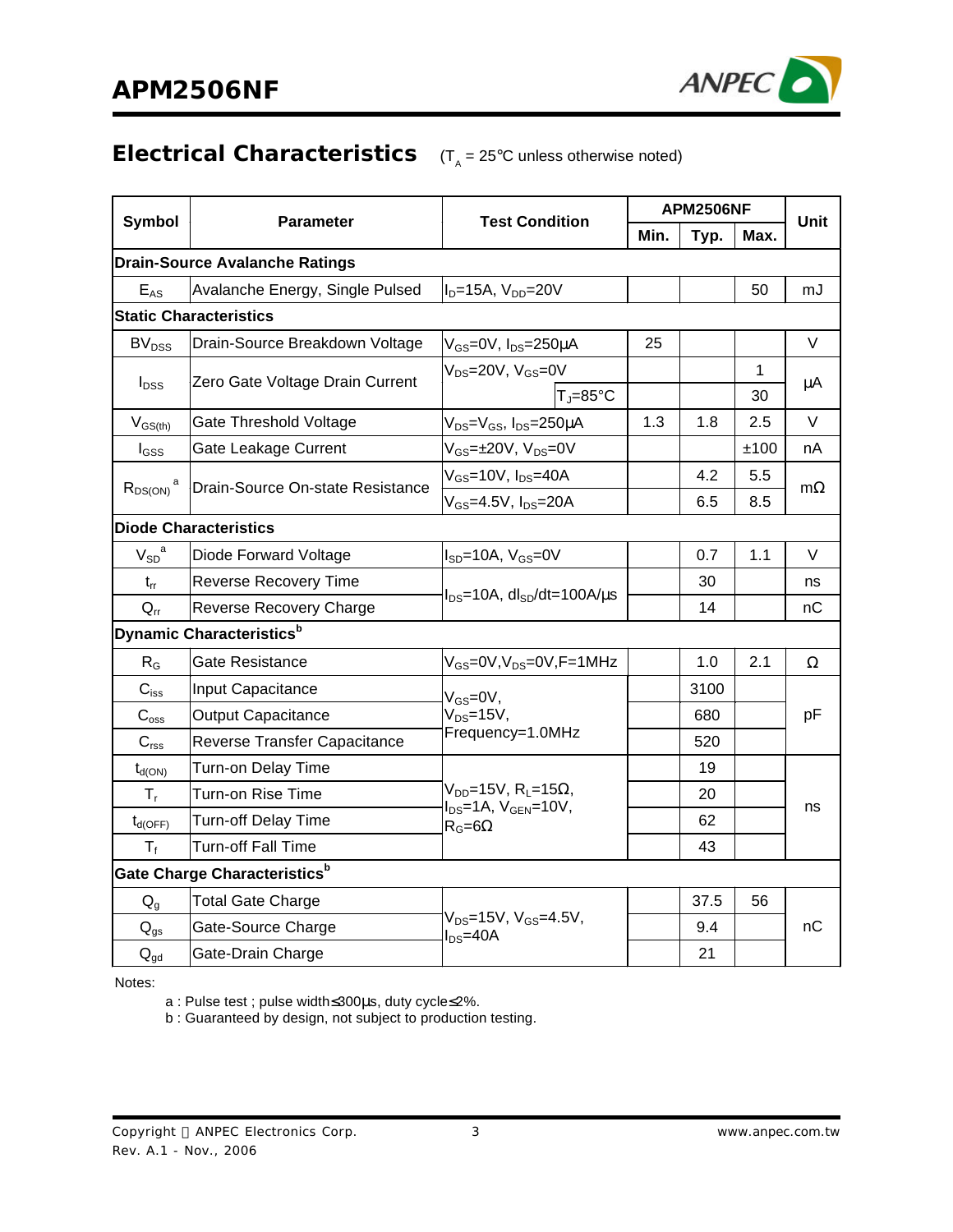## Electrical Characteristics ($T_A$ = 25°C unless otherwise noted)

| Symbol | Parameter | Test Condition | APM2506NF | | | Unit |
|---|---|---|---|---|---|---|
| | | | Min. | Typ. | Max. | |
| **Drain-Source Avalanche Ratings** | | | | | | |
| $E_{AS}$ | Avalanche Energy, Single Pulsed | $I_D$=15A, $V_{DD}$=20V | | | 50 | mJ |
| **Static Characteristics** | | | | | | |
| $BV_{DSS}$ | Drain-Source Breakdown Voltage | $V_{GS}$=0V, $I_{DS}$=250μA | 25 | | | V |
| $I_{DSS}$ | Zero Gate Voltage Drain Current | $V_{DS}$=20V, $V_{GS}$=0V | | | 1 | μA |
| | | $T_J$=85°C | | | 30 | |
| $V_{GS(th)}$ | Gate Threshold Voltage | $V_{DS}$=$V_{GS}$, $I_{DS}$=250μA | 1.3 | 1.8 | 2.5 | V |
| $I_{GSS}$ | Gate Leakage Current | $V_{GS}$=±20V, $V_{DS}$=0V | | | ±100 | nA |
| $R_{DS(ON)}$ [a] | Drain-Source On-state Resistance | $V_{GS}$=10V, $I_{DS}$=40A | | 4.2 | 5.5 | mΩ |
| | | $V_{GS}$=4.5V, $I_{DS}$=20A | | 6.5 | 8.5 | |
| **Diode Characteristics** | | | | | | |
| $V_{SD}$ [a] | Diode Forward Voltage | $I_{SD}$=10A, $V_{GS}$=0V | | 0.7 | 1.1 | V |
| $t_{rr}$ | Reverse Recovery Time | $I_{DS}$=10A, $dI_{SD}/dt$=100A/μs | | 30 | | ns |
| $Q_{rr}$ | Reverse Recovery Charge | | | 14 | | nC |
| **Dynamic Characteristics** [b] | | | | | | |
| $R_G$ | Gate Resistance | $V_{GS}$=0V, $V_{DS}$=0V, F=1MHz | | 1.0 | 2.1 | Ω |
| $C_{iss}$ | Input Capacitance | $V_{GS}$=0V, $V_{DS}$=15V, Frequency=1.0MHz | | 3100 | | pF |
| $C_{oss}$ | Output Capacitance | | | 680 | | |
| $C_{rss}$ | Reverse Transfer Capacitance | | | 520 | | |
| $t_{d(ON)}$ | Turn-on Delay Time | $V_{DD}$=15V, $R_L$=15Ω, $I_{DS}$=1A, $V_{GEN}$=10V, $R_G$=6Ω | | 19 | | ns |
| $T_r$ | Turn-on Rise Time | | | 20 | | |
| $t_{d(OFF)}$ | Turn-off Delay Time | | | 62 | | |
| $T_f$ | Turn-off Fall Time | | | 43 | | |
| **Gate Charge Characteristics** [b] | | | | | | |
| $Q_g$ | Total Gate Charge | $V_{DS}$=15V, $V_{GS}$=4.5V, $I_{DS}$=40A | | 37.5 | 56 | nC |
| $Q_{gs}$ | Gate-Source Charge | | | 9.4 | | |
| $Q_{gd}$ | Gate-Drain Charge | | | 21 | | |

Notes:

a : Pulse test ; pulse width≤300μs, duty cycle≤2%.

b : Guaranteed by design, not subject to production testing.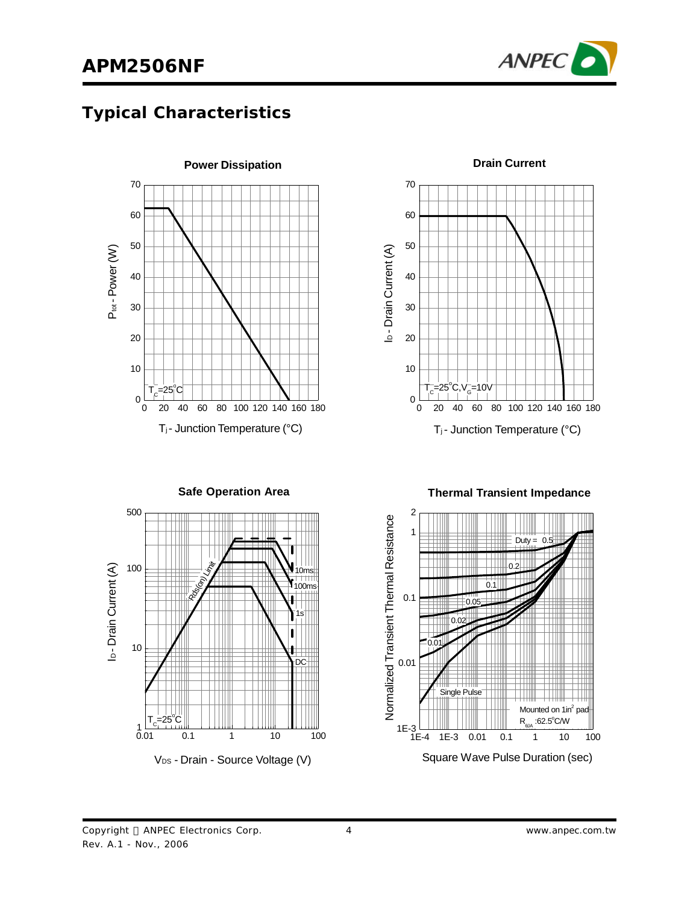## Typical Characteristics

**Power Dissipation**

$T_C$=25°C

$P_{tot}$ - Power (W)

$T_j$ - Junction Temperature (°C)

**Drain Current**

$T_C$=25°C, $V_G$=10V

$I_D$ - Drain Current (A)

$T_j$ - Junction Temperature (°C)

**Safe Operation Area**

Rds(on) Limit

10ms

100ms

1s

DC

$T_C$=25°C

$I_D$ - Drain Current (A)

$V_{DS}$ - Drain - Source Voltage (V)

**Thermal Transient Impedance**

Duty = 0.5

0.2

0.1

0.05

0.02

0.01

Single Pulse

Mounted on 1in$^2$ pad

$R_{\theta JA}$ :62.5°C/W

Normalized Transient Thermal Resistance

Square Wave Pulse Duration (sec)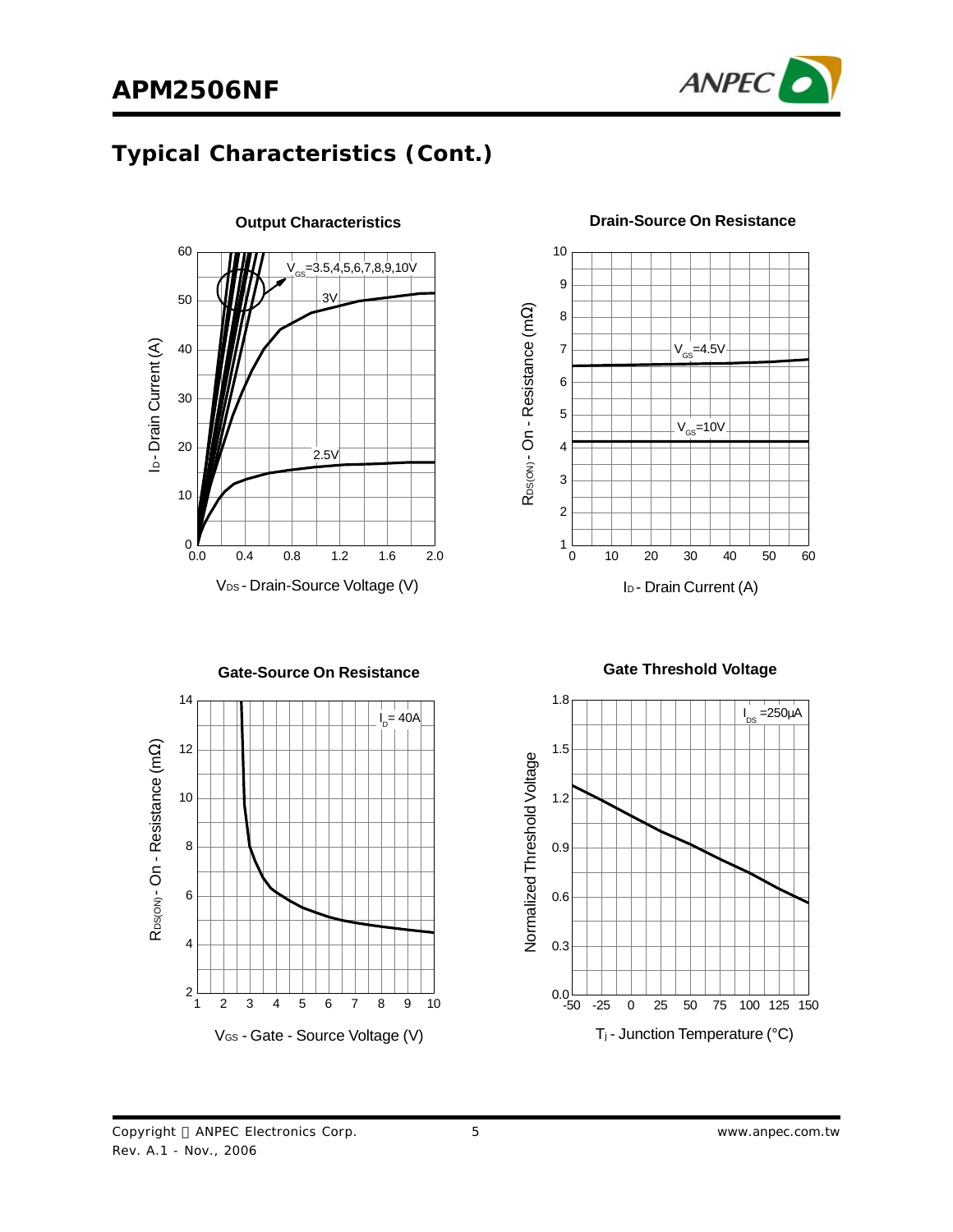## Typical Characteristics (Cont.)

**Output Characteristics**

$V_{GS}$=3.5,4,5,6,7,8,9,10V

3V

2.5V

$I_D$ - Drain Current (A)

$V_{DS}$ - Drain-Source Voltage (V)

**Drain-Source On Resistance**

$V_{GS}$=4.5V

$V_{GS}$=10V

$R_{DS(ON)}$ - On - Resistance (mΩ)

$I_D$ - Drain Current (A)

**Gate-Source On Resistance**

$I_D$= 40A

$R_{DS(ON)}$ - On - Resistance (mΩ)

$V_{GS}$ - Gate - Source Voltage (V)

**Gate Threshold Voltage**

$I_{DS}$ =250µA

Normalized Threshold Voltage

$T_j$ - Junction Temperature (°C)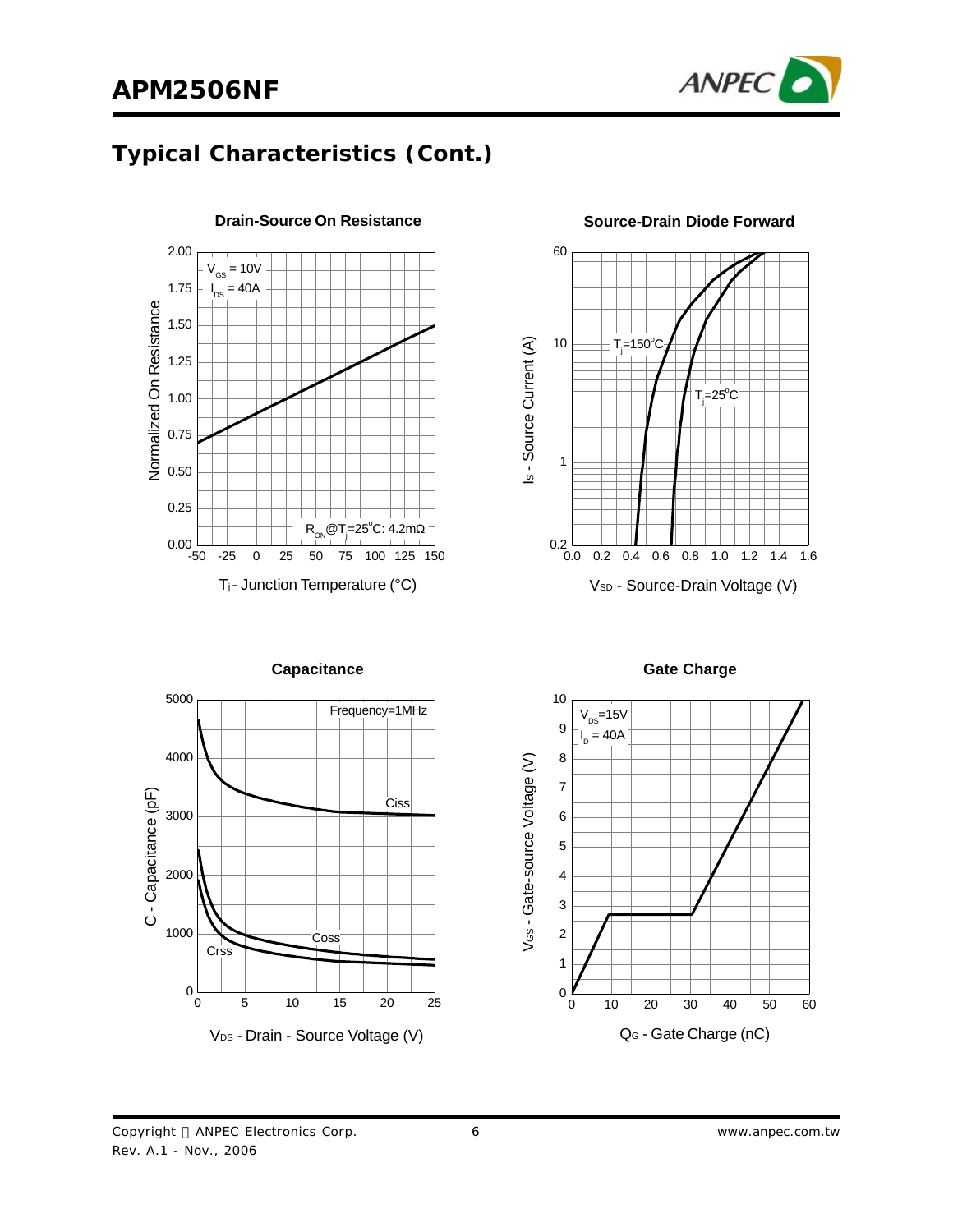## Typical Characteristics (Cont.)

**Drain-Source On Resistance**

$V_{GS}$ = 10V
$I_{DS}$ = 40A

$R_{ON}$@$T_j$=25°C: 4.2mΩ

Normalized On Resistance

$T_j$ - Junction Temperature (°C)

**Source-Drain Diode Forward**

$T_j$=150°C

$T_j$=25°C

$I_S$ - Source Current (A)

$V_{SD}$ - Source-Drain Voltage (V)

**Capacitance**

Frequency=1MHz

Ciss

Coss

Crss

C - Capacitance (pF)

$V_{DS}$ - Drain - Source Voltage (V)

**Gate Charge**

$V_{DS}$=15V
$I_D$ = 40A

$V_{GS}$ - Gate-source Voltage (V)

$Q_G$ - Gate Charge (nC)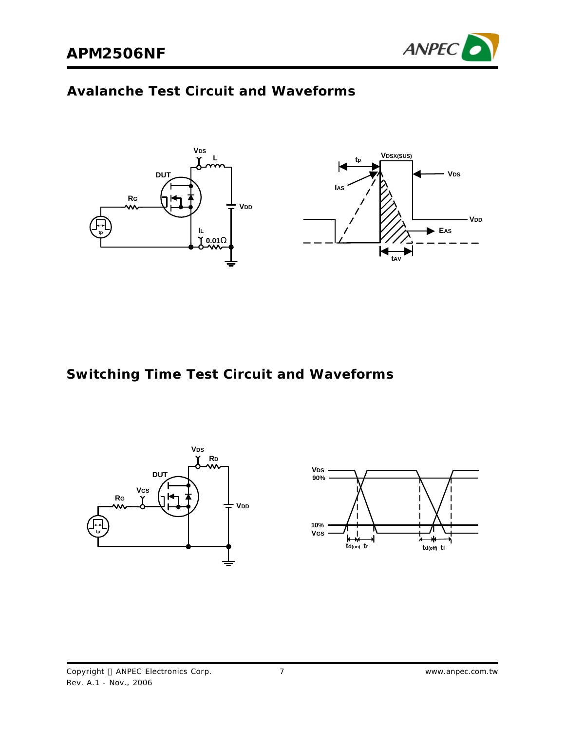## Avalanche Test Circuit and Waveforms

## Switching Time Test Circuit and Waveforms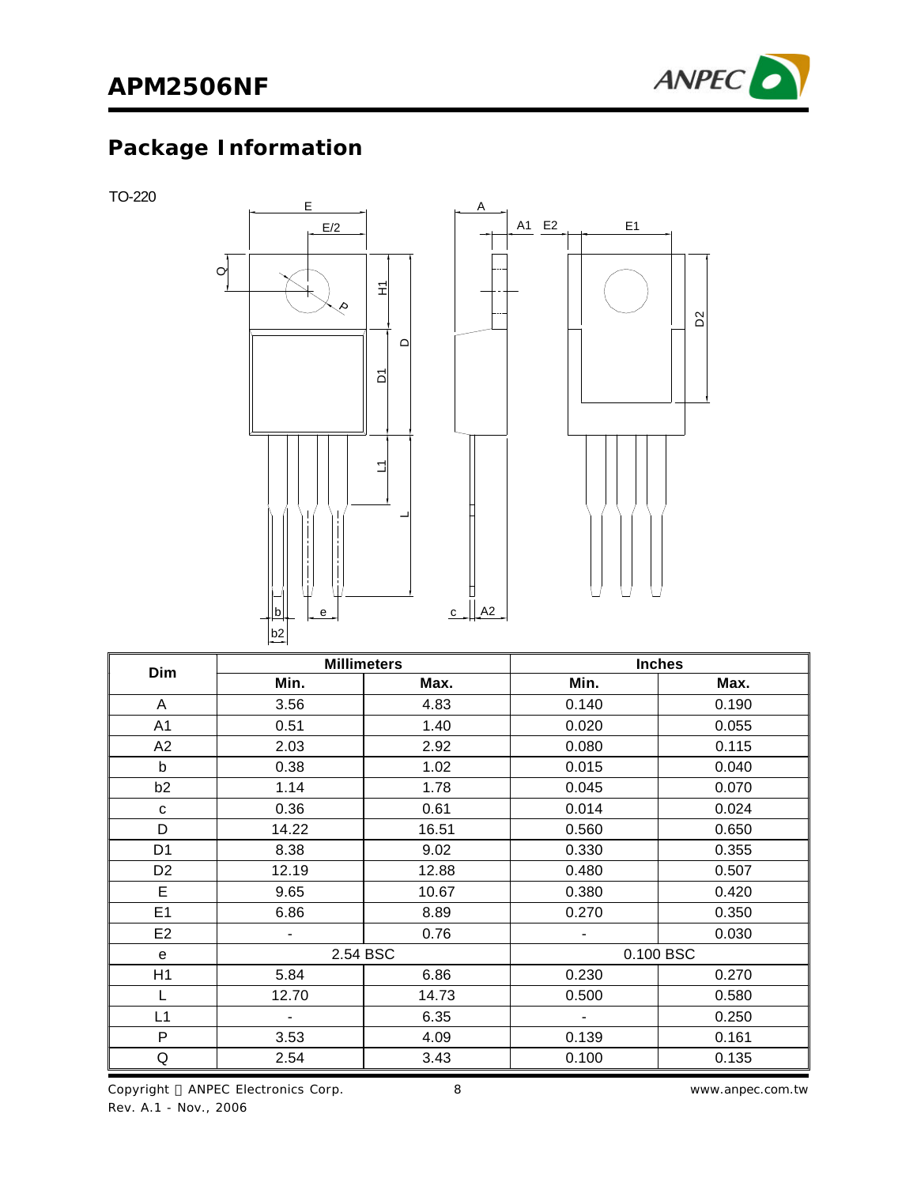## Package Information

TO-220

| Dim | Millimeters | | Inches | |
|---|---|---|---|---|
| | Min. | Max. | Min. | Max. |
| A | 3.56 | 4.83 | 0.140 | 0.190 |
| A1 | 0.51 | 1.40 | 0.020 | 0.055 |
| A2 | 2.03 | 2.92 | 0.080 | 0.115 |
| b | 0.38 | 1.02 | 0.015 | 0.040 |
| b2 | 1.14 | 1.78 | 0.045 | 0.070 |
| c | 0.36 | 0.61 | 0.014 | 0.024 |
| D | 14.22 | 16.51 | 0.560 | 0.650 |
| D1 | 8.38 | 9.02 | 0.330 | 0.355 |
| D2 | 12.19 | 12.88 | 0.480 | 0.507 |
| E | 9.65 | 10.67 | 0.380 | 0.420 |
| E1 | 6.86 | 8.89 | 0.270 | 0.350 |
| E2 | - | 0.76 | - | 0.030 |
| e | 2.54 BSC | | 0.100 BSC | |
| H1 | 5.84 | 6.86 | 0.230 | 0.270 |
| L | 12.70 | 14.73 | 0.500 | 0.580 |
| L1 | - | 6.35 | - | 0.250 |
| P | 3.53 | 4.09 | 0.139 | 0.161 |
| Q | 2.54 | 3.43 | 0.100 | 0.135 |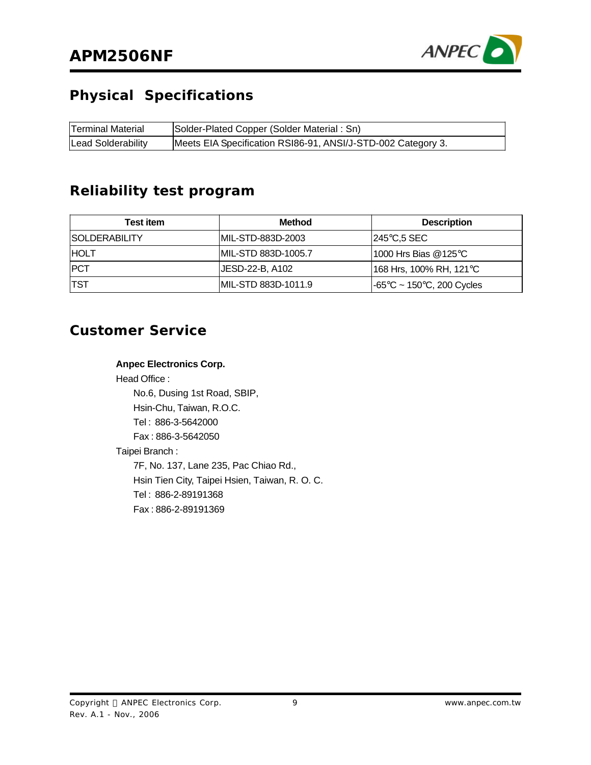## Physical Specifications

| | |
|---|---|
| Terminal Material | Solder-Plated Copper (Solder Material : Sn) |
| Lead Solderability | Meets EIA Specification RSI86-91, ANSI/J-STD-002 Category 3. |

## Reliability test program

| Test item | Method | Description |
|---|---|---|
| SOLDERABILITY | MIL-STD-883D-2003 | 245°C,5 SEC |
| HOLT | MIL-STD 883D-1005.7 | 1000 Hrs Bias @125°C |
| PCT | JESD-22-B, A102 | 168 Hrs, 100% RH, 121°C |
| TST | MIL-STD 883D-1011.9 | -65°C ~ 150°C, 200 Cycles |

## Customer Service

**Anpec Electronics Corp.**

Head Office :

No.6, Dusing 1st Road, SBIP,
Hsin-Chu, Taiwan, R.O.C.
Tel : 886-3-5642000
Fax : 886-3-5642050

Taipei Branch :

7F, No. 137, Lane 235, Pac Chiao Rd.,
Hsin Tien City, Taipei Hsien, Taiwan, R. O. C.
Tel : 886-2-89191368
Fax : 886-2-89191369